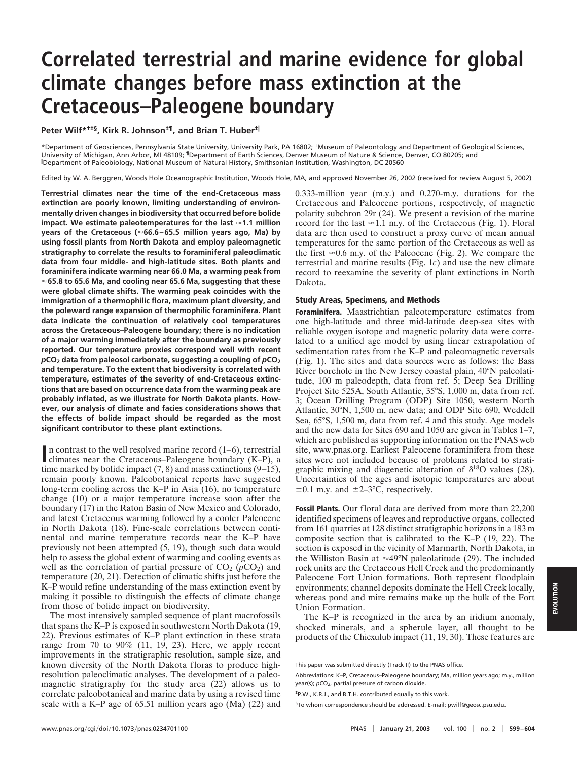# Correlated terrestrial and marine evidence for global climate changes before mass extinction at the Cretaceous–Paleogene boundary

**Peter Wilf*†‡§, Kirk R. Johnson‡¶, and Brian T. Huber‡‖**

*Department of Geosciences, Pennsylvania State University, University Park, PA 16802; †Museum of Paleontology and Department of Geological Sciences, University of Michigan, Ann Arbor, MI 48109; ¶Department of Earth Sciences, Denver Museum of Nature & Science, Denver, CO 80205; and ‖Department of Paleobiology, National Museum of Natural History, Smithsonian Institution, Washington, DC 20560

Edited by W. A. Berggren, Woods Hole Oceanographic Institution, Woods Hole, MA, and approved November 26, 2002 (received for review August 5, 2002)

**Terrestrial climates near the time of the end-Cretaceous mass extinction are poorly known, limiting understanding of environmentally driven changes in biodiversity that occurred before bolide impact. We estimate paleotemperatures for the last ≈1.1 million years of the Cretaceous (≈66.6–65.5 million years ago, Ma) by using fossil plants from North Dakota and employ paleomagnetic stratigraphy to correlate the results to foraminiferal paleoclimatic data from four middle- and high-latitude sites. Both plants and foraminifera indicate warming near 66.0 Ma, a warming peak from ≈65.8 to 65.6 Ma, and cooling near 65.6 Ma, suggesting that these were global climate shifts. The warming peak coincides with the immigration of a thermophilic flora, maximum plant diversity, and the poleward range expansion of thermophilic foraminifera. Plant data indicate the continuation of relatively cool temperatures across the Cretaceous–Paleogene boundary; there is no indication of a major warming immediately after the boundary as previously reported. Our temperature proxies correspond well with recent $p$CO$_2$ data from paleosol carbonate, suggesting a coupling of $p$CO$_2$ and temperature. To the extent that biodiversity is correlated with temperature, estimates of the severity of end-Cretaceous extinctions that are based on occurrence data from the warming peak are probably inflated, as we illustrate for North Dakota plants. However, our analysis of climate and facies considerations shows that the effects of bolide impact should be regarded as the most significant contributor to these plant extinctions.**

In contrast to the well resolved marine record (1–6), terrestrial climates near the Cretaceous–Paleogene boundary (K–P), a time marked by bolide impact (7, 8) and mass extinctions (9–15), remain poorly known. Paleobotanical reports have suggested long-term cooling across the K–P in Asia (16), no temperature change (10) or a major temperature increase soon after the boundary (17) in the Raton Basin of New Mexico and Colorado, and latest Cretaceous warming followed by a cooler Paleocene in North Dakota (18). Fine-scale correlations between continental and marine temperature records near the K–P have previously not been attempted (5, 19), though such data would help to assess the global extent of warming and cooling events as well as the correlation of partial pressure of $CO_2$ ($p$CO$_2$) and temperature (20, 21). Detection of climatic shifts just before the K–P would refine understanding of the mass extinction event by making it possible to distinguish the effects of climate change from those of bolide impact on biodiversity.

The most intensively sampled sequence of plant macrofossils that spans the K–P is exposed in southwestern North Dakota (19, 22). Previous estimates of K–P plant extinction in these strata range from 70 to 90% (11, 19, 23). Here, we apply recent improvements in the stratigraphic resolution, sample size, and known diversity of the North Dakota floras to produce high-resolution paleoclimatic analyses. The development of a paleomagnetic stratigraphy for the study area (22) allows us to correlate paleobotanical and marine data by using a revised time scale with a K–P age of 65.51 million years ago (Ma) (22) and 0.333-million year (m.y.) and 0.270-m.y. durations for the Cretaceous and Paleocene portions, respectively, of magnetic polarity subchron 29r (24). We present a revision of the marine record for the last ≈1.1 m.y. of the Cretaceous (Fig. 1). Floral data are then used to construct a proxy curve of mean annual temperatures for the same portion of the Cretaceous as well as the first ≈0.6 m.y. of the Paleocene (Fig. 2). We compare the terrestrial and marine results (Fig. 1*c*) and use the new climate record to reexamine the severity of plant extinctions in North Dakota.

## Study Areas, Specimens, and Methods

**Foraminifera.** Maastrichtian paleotemperature estimates from one high-latitude and three mid-latitude deep-sea sites with reliable oxygen isotope and magnetic polarity data were correlated to a unified age model by using linear extrapolation of sedimentation rates from the K–P and paleomagnetic reversals (Fig. 1). The sites and data sources were as follows: the Bass River borehole in the New Jersey coastal plain, 40°N paleolatitude, 100 m paleodepth, data from ref. 5; Deep Sea Drilling Project Site 525A, South Atlantic, 35°S, 1,000 m, data from ref. 3; Ocean Drilling Program (ODP) Site 1050, western North Atlantic, 30°N, 1,500 m, new data; and ODP Site 690, Weddell Sea, 65°S, 1,500 m, data from ref. 4 and this study. Age models and the new data for Sites 690 and 1050 are given in Tables 1–7, which are published as supporting information on the PNAS web site, www.pnas.org. Earliest Paleocene foraminifera from these sites were not included because of problems related to stratigraphic mixing and diagenetic alteration of $\delta^{18}$O values (28). Uncertainties of the ages and isotopic temperatures are about ±0.1 m.y. and ±2–3°C, respectively.

**Fossil Plants.** Our floral data are derived from more than 22,200 identified specimens of leaves and reproductive organs, collected from 161 quarries at 128 distinct stratigraphic horizons in a 183 m composite section that is calibrated to the K–P (19, 22). The section is exposed in the vicinity of Marmarth, North Dakota, in the Williston Basin at ≈49°N paleolatitude (29). The included rock units are the Cretaceous Hell Creek and the predominantly Paleocene Fort Union formations. Both represent floodplain environments; channel deposits dominate the Hell Creek locally, whereas pond and mire remains make up the bulk of the Fort Union Formation.

The K–P is recognized in the area by an iridium anomaly, shocked minerals, and a spherule layer, all thought to be products of the Chicxulub impact (11, 19, 30). These features are

This paper was submitted directly (Track II) to the PNAS office.

Abbreviations: K–P, Cretaceous–Paleogene boundary; Ma, million years ago; m.y., million year(s); $p$CO$_2$, partial pressure of carbon dioxide.

‡P.W., K.R.J., and B.T.H. contributed equally to this work.

§To whom correspondence should be addressed. E-mail: pwilf@geosc.psu.edu.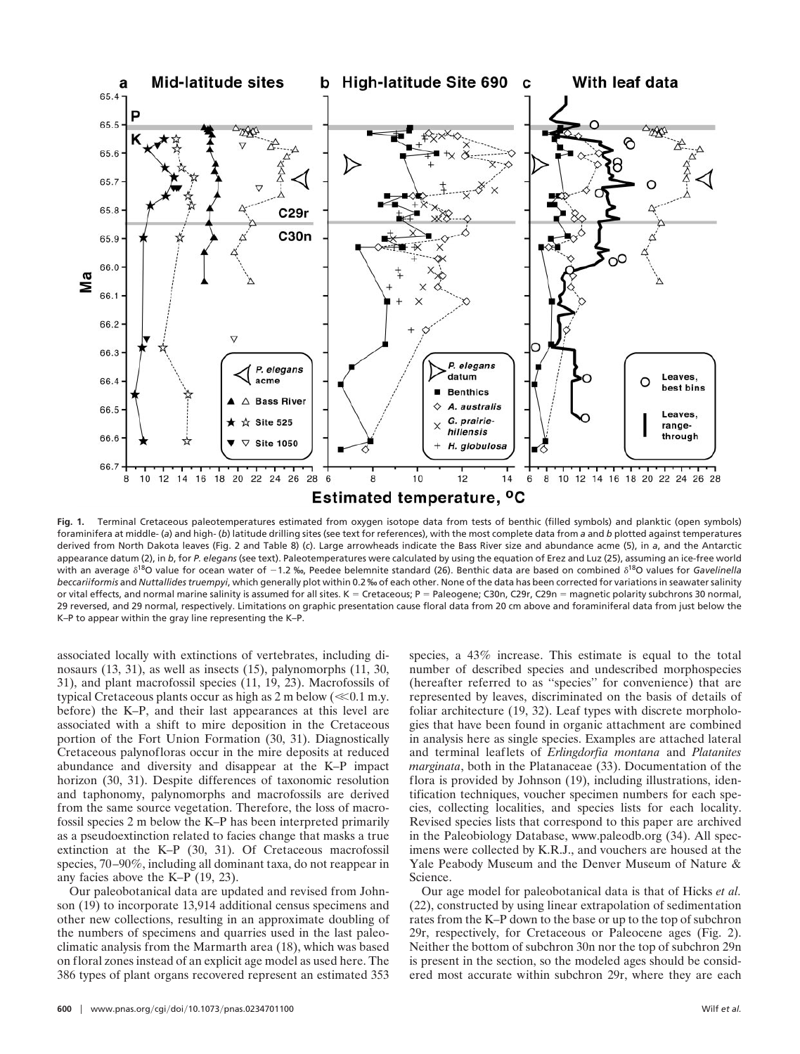**Fig. 1.** Terminal Cretaceous paleotemperatures estimated from oxygen isotope data from tests of benthic (filled symbols) and planktic (open symbols) foraminifera at middle- (*a*) and high- (*b*) latitude drilling sites (see text for references), with the most complete data from *a* and *b* plotted against temperatures derived from North Dakota leaves (Fig. 2 and Table 8) (*c*). Large arrowheads indicate the Bass River size and abundance acme (5), in *a*, and the Antarctic appearance datum (2), in *b*, for *P. elegans* (see text). Paleotemperatures were calculated by using the equation of Erez and Luz (25), assuming an ice-free world with an average $\delta^{18}O$ value for ocean water of −1.2 ‰, Peedee belemnite standard (26). Benthic data are based on combined $\delta^{18}O$ values for *Gavelinella beccariiformis* and *Nuttallides truempyi*, which generally plot within 0.2‰ of each other. None of the data has been corrected for variations in seawater salinity or vital effects, and normal marine salinity is assumed for all sites. K = Cretaceous; P = Paleogene; C30n, C29r, C29n = magnetic polarity subchrons 30 normal, 29 reversed, and 29 normal, respectively. Limitations on graphic presentation cause floral data from 20 cm above and foraminiferal data from just below the K–P to appear within the gray line representing the K–P.

associated locally with extinctions of vertebrates, including dinosaurs (13, 31), as well as insects (15), palynomorphs (11, 30, 31), and plant macrofossil species (11, 19, 23). Macrofossils of typical Cretaceous plants occur as high as 2 m below (≪0.1 m.y. before) the K–P, and their last appearances at this level are associated with a shift to mire deposition in the Cretaceous portion of the Fort Union Formation (30, 31). Diagnostically Cretaceous palynofloras occur in the mire deposits at reduced abundance and diversity and disappear at the K–P impact horizon (30, 31). Despite differences of taxonomic resolution and taphonomy, palynomorphs and macrofossils are derived from the same source vegetation. Therefore, the loss of macrofossil species 2 m below the K–P has been interpreted primarily as a pseudoextinction related to facies change that masks a true extinction at the K–P (30, 31). Of Cretaceous macrofossil species, 70–90%, including all dominant taxa, do not reappear in any facies above the K–P (19, 23).

Our paleobotanical data are updated and revised from Johnson (19) to incorporate 13,914 additional census specimens and other new collections, resulting in an approximate doubling of the numbers of specimens and quarries used in the last paleoclimatic analysis from the Marmarth area (18), which was based on floral zones instead of an explicit age model as used here. The 386 types of plant organs recovered represent an estimated 353 species, a 43% increase. This estimate is equal to the total number of described species and undescribed morphospecies (hereafter referred to as "species" for convenience) that are represented by leaves, discriminated on the basis of details of foliar architecture (19, 32). Leaf types with discrete morphologies that have been found in organic attachment are combined in analysis here as single species. Examples are attached lateral and terminal leaflets of *Erlingdorfia montana* and *Platanites marginata*, both in the Platanaceae (33). Documentation of the flora is provided by Johnson (19), including illustrations, identification techniques, voucher specimen numbers for each species, collecting localities, and species lists for each locality. Revised species lists that correspond to this paper are archived in the Paleobiology Database, www.paleodb.org (34). All specimens were collected by K.R.J., and vouchers are housed at the Yale Peabody Museum and the Denver Museum of Nature & Science.

Our age model for paleobotanical data is that of Hicks *et al.* (22), constructed by using linear extrapolation of sedimentation rates from the K–P down to the base or up to the top of subchron 29r, respectively, for Cretaceous or Paleocene ages (Fig. 2). Neither the bottom of subchron 30n nor the top of subchron 29n is present in the section, so the modeled ages should be considered most accurate within subchron 29r, where they are each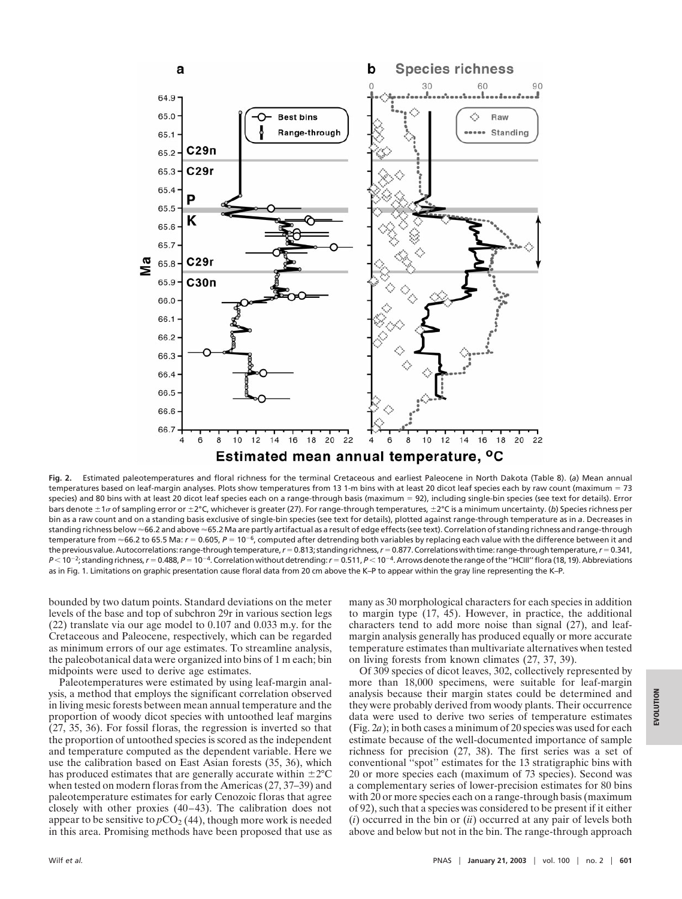**Fig. 2.** Estimated paleotemperatures and floral richness for the terminal Cretaceous and earliest Paleocene in North Dakota (Table 8). (*a*) Mean annual temperatures based on leaf-margin analyses. Plots show temperatures from 13 1-m bins with at least 20 dicot leaf species each by raw count (maximum = 73 species) and 80 bins with at least 20 dicot leaf species each on a range-through basis (maximum = 92), including single-bin species (see text for details). Error bars denote $\pm 1\sigma$ of sampling error or $\pm 2°C$, whichever is greater (27). For range-through temperatures, $\pm 2°C$ is a minimum uncertainty. (*b*) Species richness per bin as a raw count and on a standing basis exclusive of single-bin species (see text for details), plotted against range-through temperature as in *a*. Decreases in standing richness below ≈66.2 and above ≈65.2 Ma are partly artifactual as a result of edge effects (see text). Correlation of standing richness and range-through temperature from ≈66.2 to 65.5 Ma: $r = 0.605$, $P = 10^{-6}$, computed after detrending both variables by replacing each value with the difference between it and the previous value. Autocorrelations: range-through temperature, $r = 0.813$; standing richness, $r = 0.877$. Correlations with time: range-through temperature, $r = 0.341$, $P < 10^{-2}$; standing richness, $r = 0.488$, $P = 10^{-4}$. Correlation without detrending: $r = 0.511$, $P < 10^{-4}$. Arrows denote the range of the "HCIII" flora (18, 19). Abbreviations as in Fig. 1. Limitations on graphic presentation cause floral data from 20 cm above the K–P to appear within the gray line representing the K–P.

bounded by two datum points. Standard deviations on the meter levels of the base and top of subchron 29r in various section legs (22) translate via our age model to 0.107 and 0.033 m.y. for the Cretaceous and Paleocene, respectively, which can be regarded as minimum errors of our age estimates. To streamline analysis, the paleobotanical data were organized into bins of 1 m each; bin midpoints were used to derive age estimates.

Paleotemperatures were estimated by using leaf-margin analysis, a method that employs the significant correlation observed in living mesic forests between mean annual temperature and the proportion of woody dicot species with untoothed leaf margins (27, 35, 36). For fossil floras, the regression is inverted so that the proportion of untoothed species is scored as the independent and temperature computed as the dependent variable. Here we use the calibration based on East Asian forests (35, 36), which has produced estimates that are generally accurate within $\pm 2°C$ when tested on modern floras from the Americas (27, 37–39) and paleotemperature estimates for early Cenozoic floras that agree closely with other proxies (40–43). The calibration does not appear to be sensitive to $pCO_2$ (44), though more work is needed in this area. Promising methods have been proposed that use as many as 30 morphological characters for each species in addition to margin type (17, 45). However, in practice, the additional characters tend to add more noise than signal (27), and leaf-margin analysis generally has produced equally or more accurate temperature estimates than multivariate alternatives when tested on living forests from known climates (27, 37, 39).

Of 309 species of dicot leaves, 302, collectively represented by more than 18,000 specimens, were suitable for leaf-margin analysis because their margin states could be determined and they were probably derived from woody plants. Their occurrence data were used to derive two series of temperature estimates (Fig. 2*a*); in both cases a minimum of 20 species was used for each estimate because of the well-documented importance of sample richness for precision (27, 38). The first series was a set of conventional "spot" estimates for the 13 stratigraphic bins with 20 or more species each (maximum of 73 species). Second was a complementary series of lower-precision estimates for 80 bins with 20 or more species each on a range-through basis (maximum of 92), such that a species was considered to be present if it either (*i*) occurred in the bin or (*ii*) occurred at any pair of levels both above and below but not in the bin. The range-through approach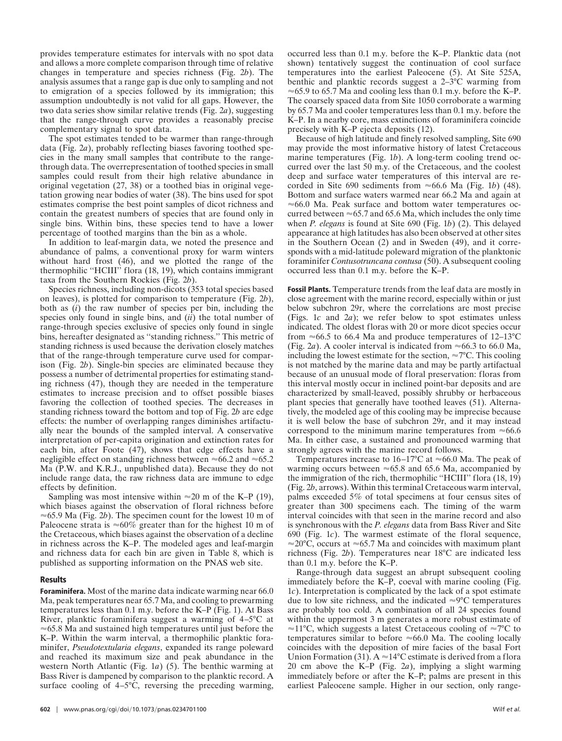provides temperature estimates for intervals with no spot data and allows a more complete comparison through time of relative changes in temperature and species richness (Fig. 2*b*). The analysis assumes that a range gap is due only to sampling and not to emigration of a species followed by its immigration; this assumption undoubtedly is not valid for all gaps. However, the two data series show similar relative trends (Fig. 2*a*), suggesting that the range-through curve provides a reasonably precise complementary signal to spot data.

The spot estimates tended to be warmer than range-through data (Fig. 2*a*), probably reflecting biases favoring toothed species in the many small samples that contribute to the range-through data. The overrepresentation of toothed species in small samples could result from their high relative abundance in original vegetation (27, 38) or a toothed bias in original vegetation growing near bodies of water (38). The bins used for spot estimates comprise the best point samples of dicot richness and contain the greatest numbers of species that are found only in single bins. Within bins, these species tend to have a lower percentage of toothed margins than the bin as a whole.

In addition to leaf-margin data, we noted the presence and abundance of palms, a conventional proxy for warm winters without hard frost (46), and we plotted the range of the thermophilic "HCIII" flora (18, 19), which contains immigrant taxa from the Southern Rockies (Fig. 2*b*).

Species richness, including non-dicots (353 total species based on leaves), is plotted for comparison to temperature (Fig. 2*b*), both as (*i*) the raw number of species per bin, including the species only found in single bins, and (*ii*) the total number of range-through species exclusive of species only found in single bins, hereafter designated as "standing richness." This metric of standing richness is used because the derivation closely matches that of the range-through temperature curve used for comparison (Fig. 2*b*). Single-bin species are eliminated because they possess a number of detrimental properties for estimating standing richness (47), though they are needed in the temperature estimates to increase precision and to offset possible biases favoring the collection of toothed species. The decreases in standing richness toward the bottom and top of Fig. 2*b* are edge effects: the number of overlapping ranges diminishes artifactually near the bounds of the sampled interval. A conservative interpretation of per-capita origination and extinction rates for each bin, after Foote (47), shows that edge effects have a negligible effect on standing richness between ≈66.2 and ≈65.2 Ma (P.W. and K.R.J., unpublished data). Because they do not include range data, the raw richness data are immune to edge effects by definition.

Sampling was most intensive within ≈20 m of the K–P (19), which biases against the observation of floral richness before ≈65.9 Ma (Fig. 2*b*). The specimen count for the lowest 10 m of Paleocene strata is ≈60% greater than for the highest 10 m of the Cretaceous, which biases against the observation of a decline in richness across the K–P. The modeled ages and leaf-margin and richness data for each bin are given in Table 8, which is published as supporting information on the PNAS web site.

## Results

**Foraminifera.** Most of the marine data indicate warming near 66.0 Ma, peak temperatures near 65.7 Ma, and cooling to prewarming temperatures less than 0.1 m.y. before the K–P (Fig. 1). At Bass River, planktic foraminifera suggest a warming of 4–5°C at ≈65.8 Ma and sustained high temperatures until just before the K–P. Within the warm interval, a thermophilic planktic foraminifer, *Pseudotextularia elegans*, expanded its range poleward and reached its maximum size and peak abundance in the western North Atlantic (Fig. 1*a*) (5). The benthic warming at Bass River is dampened by comparison to the planktic record. A surface cooling of 4–5°C, reversing the preceding warming, occurred less than 0.1 m.y. before the K–P. Planktic data (not shown) tentatively suggest the continuation of cool surface temperatures into the earliest Paleocene (5). At Site 525A, benthic and planktic records suggest a 2–3°C warming from ≈65.9 to 65.7 Ma and cooling less than 0.1 m.y. before the K–P. The coarsely spaced data from Site 1050 corroborate a warming by 65.7 Ma and cooler temperatures less than 0.1 m.y. before the K–P. In a nearby core, mass extinctions of foraminifera coincide precisely with K–P ejecta deposits (12).

Because of high latitude and finely resolved sampling, Site 690 may provide the most informative history of latest Cretaceous marine temperatures (Fig. 1*b*). A long-term cooling trend occurred over the last 50 m.y. of the Cretaceous, and the coolest deep and surface water temperatures of this interval are recorded in Site 690 sediments from ≈66.6 Ma (Fig. 1*b*) (48). Bottom and surface waters warmed near 66.2 Ma and again at ≈66.0 Ma. Peak surface and bottom water temperatures occurred between ≈65.7 and 65.6 Ma, which includes the only time when *P. elegans* is found at Site 690 (Fig. 1*b*) (2). This delayed appearance at high latitudes has also been observed at other sites in the Southern Ocean (2) and in Sweden (49), and it corresponds with a mid-latitude poleward migration of the planktonic foraminifer *Contusotruncana contusa* (50). A subsequent cooling occurred less than 0.1 m.y. before the K–P.

**Fossil Plants.** Temperature trends from the leaf data are mostly in close agreement with the marine record, especially within or just below subchron 29r, where the correlations are most precise (Figs. 1*c* and 2*a*); we refer below to spot estimates unless indicated. The oldest floras with 20 or more dicot species occur from ≈66.5 to 66.4 Ma and produce temperatures of 12–13°C (Fig. 2*a*). A cooler interval is indicated from ≈66.3 to 66.0 Ma, including the lowest estimate for the section, ≈7°C. This cooling is not matched by the marine data and may be partly artifactual because of an unusual mode of floral preservation: floras from this interval mostly occur in inclined point-bar deposits and are characterized by small-leaved, possibly shrubby or herbaceous plant species that generally have toothed leaves (51). Alternatively, the modeled age of this cooling may be imprecise because it is well below the base of subchron 29r, and it may instead correspond to the minimum marine temperatures from ≈66.6 Ma. In either case, a sustained and pronounced warming that strongly agrees with the marine record follows.

Temperatures increase to 16–17°C at ≈66.0 Ma. The peak of warming occurs between ≈65.8 and 65.6 Ma, accompanied by the immigration of the rich, thermophilic "HCIII" flora (18, 19) (Fig. 2*b*, arrows). Within this terminal Cretaceous warm interval, palms exceeded 5% of total specimens at four census sites of greater than 300 specimens each. The timing of the warm interval coincides with that seen in the marine record and also is synchronous with the *P. elegans* data from Bass River and Site 690 (Fig. 1*c*). The warmest estimate of the floral sequence, ≈20°C, occurs at ≈65.7 Ma and coincides with maximum plant richness (Fig. 2*b*). Temperatures near 18°C are indicated less than 0.1 m.y. before the K–P.

Range-through data suggest an abrupt subsequent cooling immediately before the K–P, coeval with marine cooling (Fig. 1*c*). Interpretation is complicated by the lack of a spot estimate due to low site richness, and the indicated ≈9°C temperatures are probably too cold. A combination of all 24 species found within the uppermost 3 m generates a more robust estimate of ≈11°C, which suggests a latest Cretaceous cooling of ≈7°C to temperatures similar to before ≈66.0 Ma. The cooling locally coincides with the deposition of mire facies of the basal Fort Union Formation (31). A ≈14°C estimate is derived from a flora 20 cm above the K–P (Fig. 2*a*), implying a slight warming immediately before or after the K–P; palms are present in this earliest Paleocene sample. Higher in our section, only range-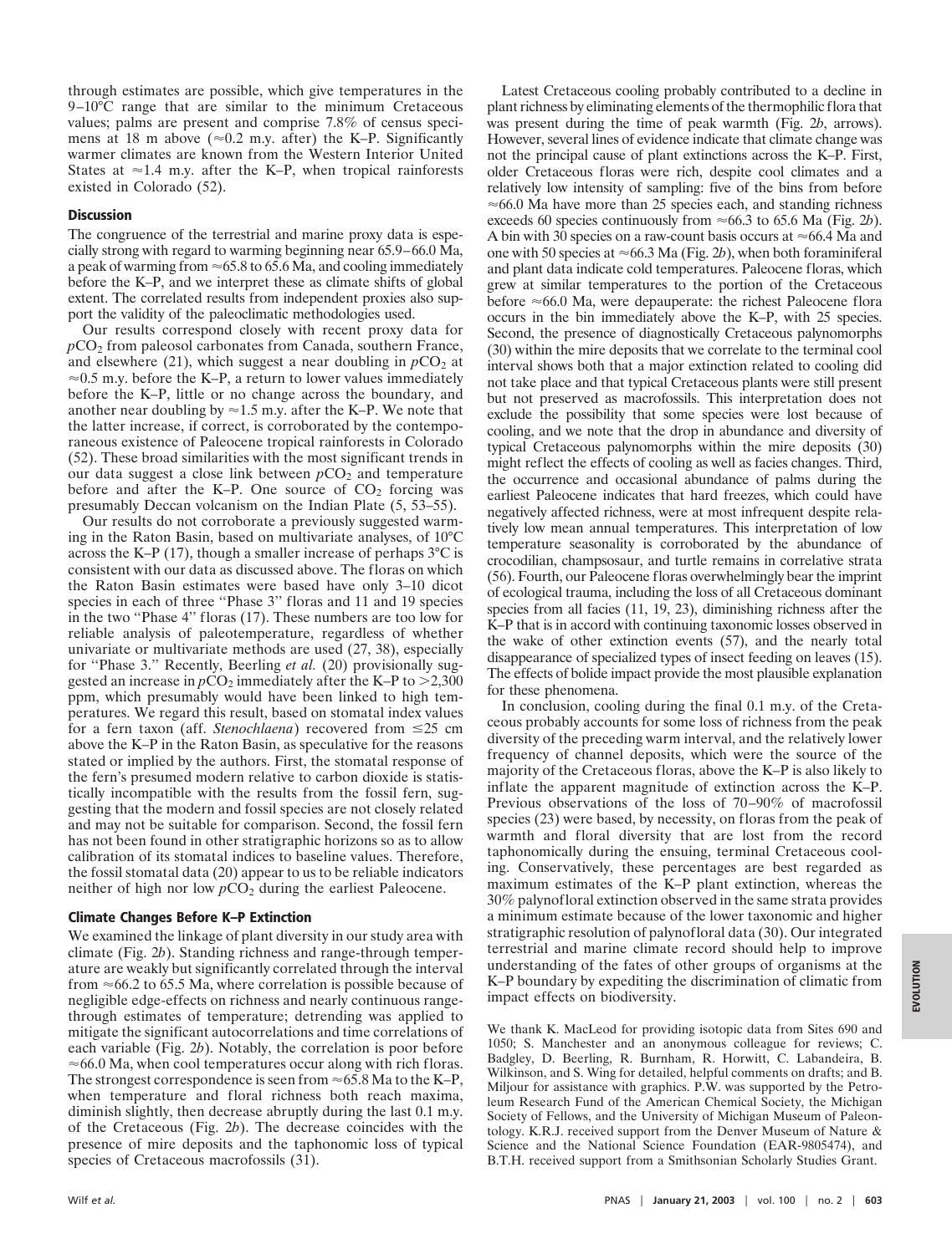through estimates are possible, which give temperatures in the 9–10°C range that are similar to the minimum Cretaceous values; palms are present and comprise 7.8% of census specimens at 18 m above (≈0.2 m.y. after) the K–P. Significantly warmer climates are known from the Western Interior United States at ≈1.4 m.y. after the K–P, when tropical rainforests existed in Colorado (52).

## Discussion

The congruence of the terrestrial and marine proxy data is especially strong with regard to warming beginning near 65.9–66.0 Ma, a peak of warming from ≈65.8 to 65.6 Ma, and cooling immediately before the K–P, and we interpret these as climate shifts of global extent. The correlated results from independent proxies also support the validity of the paleoclimatic methodologies used.

Our results correspond closely with recent proxy data for $pCO_2$ from paleosol carbonates from Canada, southern France, and elsewhere (21), which suggest a near doubling in $pCO_2$ at ≈0.5 m.y. before the K–P, a return to lower values immediately before the K–P, little or no change across the boundary, and another near doubling by ≈1.5 m.y. after the K–P. We note that the latter increase, if correct, is corroborated by the contemporaneous existence of Paleocene tropical rainforests in Colorado (52). These broad similarities with the most significant trends in our data suggest a close link between $pCO_2$ and temperature before and after the K–P. One source of $CO_2$ forcing was presumably Deccan volcanism on the Indian Plate (5, 53–55).

Our results do not corroborate a previously suggested warming in the Raton Basin, based on multivariate analyses, of 10°C across the K–P (17), though a smaller increase of perhaps 3°C is consistent with our data as discussed above. The floras on which the Raton Basin estimates were based have only 3–10 dicot species in each of three "Phase 3" floras and 11 and 19 species in the two "Phase 4" floras (17). These numbers are too low for reliable analysis of paleotemperature, regardless of whether univariate or multivariate methods are used (27, 38), especially for "Phase 3." Recently, Beerling *et al.* (20) provisionally suggested an increase in $pCO_2$ immediately after the K–P to >2,300 ppm, which presumably would have been linked to high temperatures. We regard this result, based on stomatal index values for a fern taxon (aff. *Stenochlaena*) recovered from ≤25 cm above the K–P in the Raton Basin, as speculative for the reasons stated or implied by the authors. First, the stomatal response of the fern's presumed modern relative to carbon dioxide is statistically incompatible with the results from the fossil fern, suggesting that the modern and fossil species are not closely related and may not be suitable for comparison. Second, the fossil fern has not been found in other stratigraphic horizons so as to allow calibration of its stomatal indices to baseline values. Therefore, the fossil stomatal data (20) appear to us to be reliable indicators neither of high nor low $pCO_2$ during the earliest Paleocene.

## Climate Changes Before K–P Extinction

We examined the linkage of plant diversity in our study area with climate (Fig. 2*b*). Standing richness and range-through temperature are weakly but significantly correlated through the interval from ≈66.2 to 65.5 Ma, where correlation is possible because of negligible edge-effects on richness and nearly continuous range-through estimates of temperature; detrending was applied to mitigate the significant autocorrelations and time correlations of each variable (Fig. 2*b*). Notably, the correlation is poor before ≈66.0 Ma, when cool temperatures occur along with rich floras. The strongest correspondence is seen from ≈65.8 Ma to the K–P, when temperature and floral richness both reach maxima, diminish slightly, then decrease abruptly during the last 0.1 m.y. of the Cretaceous (Fig. 2*b*). The decrease coincides with the presence of mire deposits and the taphonomic loss of typical species of Cretaceous macrofossils (31).

Latest Cretaceous cooling probably contributed to a decline in plant richness by eliminating elements of the thermophilic flora that was present during the time of peak warmth (Fig. 2*b*, arrows). However, several lines of evidence indicate that climate change was not the principal cause of plant extinctions across the K–P. First, older Cretaceous floras were rich, despite cool climates and a relatively low intensity of sampling: five of the bins from before ≈66.0 Ma have more than 25 species each, and standing richness exceeds 60 species continuously from ≈66.3 to 65.6 Ma (Fig. 2*b*). A bin with 30 species on a raw-count basis occurs at ≈66.4 Ma and one with 50 species at ≈66.3 Ma (Fig. 2*b*), when both foraminiferal and plant data indicate cold temperatures. Paleocene floras, which grew at similar temperatures to the portion of the Cretaceous before ≈66.0 Ma, were depauperate: the richest Paleocene flora occurs in the bin immediately above the K–P, with 25 species. Second, the presence of diagnostically Cretaceous palynomorphs (30) within the mire deposits that we correlate to the terminal cool interval shows both that a major extinction related to cooling did not take place and that typical Cretaceous plants were still present but not preserved as macrofossils. This interpretation does not exclude the possibility that some species were lost because of cooling, and we note that the drop in abundance and diversity of typical Cretaceous palynomorphs within the mire deposits (30) might reflect the effects of cooling as well as facies changes. Third, the occurrence and occasional abundance of palms during the earliest Paleocene indicates that hard freezes, which could have negatively affected richness, were at most infrequent despite relatively low mean annual temperatures. This interpretation of low temperature seasonality is corroborated by the abundance of crocodilian, champsosaur, and turtle remains in correlative strata (56). Fourth, our Paleocene floras overwhelmingly bear the imprint of ecological trauma, including the loss of all Cretaceous dominant species from all facies (11, 19, 23), diminishing richness after the K–P that is in accord with continuing taxonomic losses observed in the wake of other extinction events (57), and the nearly total disappearance of specialized types of insect feeding on leaves (15). The effects of bolide impact provide the most plausible explanation for these phenomena.

In conclusion, cooling during the final 0.1 m.y. of the Cretaceous probably accounts for some loss of richness from the peak diversity of the preceding warm interval, and the relatively lower frequency of channel deposits, which were the source of the majority of the Cretaceous floras, above the K–P is also likely to inflate the apparent magnitude of extinction across the K–P. Previous observations of the loss of 70–90% of macrofossil species (23) were based, by necessity, on floras from the peak of warmth and floral diversity that are lost from the record taphonomically during the ensuing, terminal Cretaceous cooling. Conservatively, these percentages are best regarded as maximum estimates of the K–P plant extinction, whereas the 30% palynofloral extinction observed in the same strata provides a minimum estimate because of the lower taxonomic and higher stratigraphic resolution of palynofloral data (30). Our integrated terrestrial and marine climate record should help to improve understanding of the fates of other groups of organisms at the K–P boundary by expediting the discrimination of climatic from impact effects on biodiversity.

We thank K. MacLeod for providing isotopic data from Sites 690 and 1050; S. Manchester and an anonymous colleague for reviews; C. Badgley, D. Beerling, R. Burnham, R. Horwitt, C. Labandeira, B. Wilkinson, and S. Wing for detailed, helpful comments on drafts; and B. Miljour for assistance with graphics. P.W. was supported by the Petroleum Research Fund of the American Chemical Society, the Michigan Society of Fellows, and the University of Michigan Museum of Paleontology. K.R.J. received support from the Denver Museum of Nature & Science and the National Science Foundation (EAR-9805474), and B.T.H. received support from a Smithsonian Scholarly Studies Grant.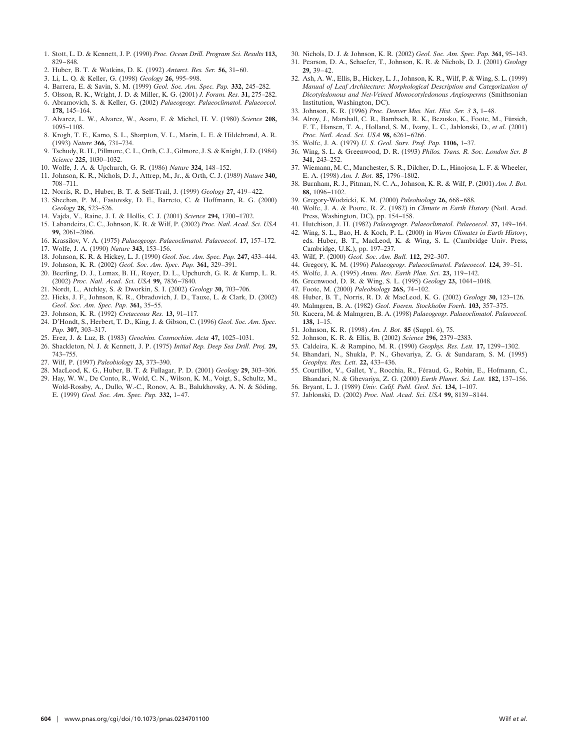1. Stott, L. D. & Kennett, J. P. (1990) *Proc. Ocean Drill. Program Sci. Results* **113,** 829–848.
2. Huber, B. T. & Watkins, D. K. (1992) *Antarct. Res. Ser.* **56,** 31–60.
3. Li, L. Q. & Keller, G. (1998) *Geology* **26,** 995–998.
4. Barrera, E. & Savin, S. M. (1999) *Geol. Soc. Am. Spec. Pap.* **332,** 245–282.
5. Olsson, R. K., Wright, J. D. & Miller, K. G. (2001) *J. Foram. Res.* **31,** 275–282.
6. Abramovich, S. & Keller, G. (2002) *Palaeogeogr. Palaeoclimatol. Palaeoecol.* **178,** 145–164.
7. Alvarez, L. W., Alvarez, W., Asaro, F. & Michel, H. V. (1980) *Science* **208,** 1095–1108.
8. Krogh, T. E., Kamo, S. L., Sharpton, V. L., Marin, L. E. & Hildebrand, A. R. (1993) *Nature* **366,** 731–734.
9. Tschudy, R. H., Pillmore, C. L., Orth, C. J., Gilmore, J. S. & Knight, J. D. (1984) *Science* **225,** 1030–1032.
10. Wolfe, J. A. & Upchurch, G. R. (1986) *Nature* **324,** 148–152.
11. Johnson, K. R., Nichols, D. J., Attrep, M., Jr., & Orth, C. J. (1989) *Nature* **340,** 708–711.
12. Norris, R. D., Huber, B. T. & Self-Trail, J. (1999) *Geology* **27,** 419–422.
13. Sheehan, P. M., Fastovsky, D. E., Barreto, C. & Hoffmann, R. G. (2000) *Geology* **28,** 523–526.
14. Vajda, V., Raine, J. I. & Hollis, C. J. (2001) *Science* **294,** 1700–1702.
15. Labandeira, C. C., Johnson, K. R. & Wilf, P. (2002) *Proc. Natl. Acad. Sci. USA* **99,** 2061–2066.
16. Krassilov, V. A. (1975) *Palaeogeogr. Palaeoclimatol. Palaeoecol.* **17,** 157–172.
17. Wolfe, J. A. (1990) *Nature* **343,** 153–156.
18. Johnson, K. R. & Hickey, L. J. (1990) *Geol. Soc. Am. Spec. Pap.* **247,** 433–444.
19. Johnson, K. R. (2002) *Geol. Soc. Am. Spec. Pap.* **361,** 329–391.
20. Beerling, D. J., Lomax, B. H., Royer, D. L., Upchurch, G. R. & Kump, L. R. (2002) *Proc. Natl. Acad. Sci. USA* **99,** 7836–7840.
21. Nordt, L., Atchley, S. & Dworkin, S. I. (2002) *Geology* **30,** 703–706.
22. Hicks, J. F., Johnson, K. R., Obradovich, J. D., Tauxe, L. & Clark, D. (2002) *Geol. Soc. Am. Spec. Pap.* **361,** 35–55.
23. Johnson, K. R. (1992) *Cretaceous Res.* **13,** 91–117.
24. D'Hondt, S., Herbert, T. D., King, J. & Gibson, C. (1996) *Geol. Soc. Am. Spec. Pap.* **307,** 303–317.
25. Erez, J. & Luz, B. (1983) *Geochim. Cosmochim. Acta* **47,** 1025–1031.
26. Shackleton, N. J. & Kennett, J. P. (1975) *Initial Rep. Deep Sea Drill. Proj.* **29,** 743–755.
27. Wilf, P. (1997) *Paleobiology* **23,** 373–390.
28. MacLeod, K. G., Huber, B. T. & Fullagar, P. D. (2001) *Geology* **29,** 303–306.
29. Hay, W. W., De Conto, R., Wold, C. N., Wilson, K. M., Voigt, S., Schultz, M., Wold-Rossby, A., Dullo, W.-C., Ronov, A. B., Balukhovsky, A. N. & Söding, E. (1999) *Geol. Soc. Am. Spec. Pap.* **332,** 1–47.
30. Nichols, D. J. & Johnson, K. R. (2002) *Geol. Soc. Am. Spec. Pap.* **361,** 95–143.
31. Pearson, D. A., Schaefer, T., Johnson, K. R. & Nichols, D. J. (2001) *Geology* **29,** 39–42.
32. Ash, A. W., Ellis, B., Hickey, L. J., Johnson, K. R., Wilf, P. & Wing, S. L. (1999) *Manual of Leaf Architecture: Morphological Description and Categorization of Dicotyledonous and Net-Veined Monocotyledonous Angiosperms* (Smithsonian Institution, Washington, DC).
33. Johnson, K. R. (1996) *Proc. Denver Mus. Nat. Hist. Ser. 3* **3,** 1–48.
34. Alroy, J., Marshall, C. R., Bambach, R. K., Bezusko, K., Foote, M., Fürsich, F. T., Hansen, T. A., Holland, S. M., Ivany, L. C., Jablonski, D., *et al.* (2001) *Proc. Natl. Acad. Sci. USA* **98,** 6261–6266.
35. Wolfe, J. A. (1979) *U. S. Geol. Surv. Prof. Pap.* **1106,** 1–37.
36. Wing, S. L. & Greenwood, D. R. (1993) *Philos. Trans. R. Soc. London Ser. B* **341,** 243–252.
37. Wiemann, M. C., Manchester, S. R., Dilcher, D. L., Hinojosa, L. F. & Wheeler, E. A. (1998) *Am. J. Bot.* **85,** 1796–1802.
38. Burnham, R. J., Pitman, N. C. A., Johnson, K. R. & Wilf, P. (2001) *Am. J. Bot.* **88,** 1096–1102.
39. Gregory-Wodzicki, K. M. (2000) *Paleobiology* **26,** 668–688.
40. Wolfe, J. A. & Poore, R. Z. (1982) in *Climate in Earth History* (Natl. Acad. Press, Washington, DC), pp. 154–158.
41. Hutchison, J. H. (1982) *Palaeogeogr. Palaeoclimatol. Palaeoecol.* **37,** 149–164.
42. Wing, S. L., Bao, H. & Koch, P. L. (2000) in *Warm Climates in Earth History*, eds. Huber, B. T., MacLeod, K. & Wing, S. L. (Cambridge Univ. Press, Cambridge, U.K.), pp. 197–237.
43. Wilf, P. (2000) *Geol. Soc. Am. Bull.* **112,** 292–307.
44. Gregory, K. M. (1996) *Palaeogeogr. Palaeoclimatol. Palaeoecol.* **124,** 39–51.
45. Wolfe, J. A. (1995) *Annu. Rev. Earth Plan. Sci.* **23,** 119–142.
46. Greenwood, D. R. & Wing, S. L. (1995) *Geology* **23,** 1044–1048.
47. Foote, M. (2000) *Paleobiology* **26S,** 74–102.
48. Huber, B. T., Norris, R. D. & MacLeod, K. G. (2002) *Geology* **30,** 123–126.
49. Malmgren, B. A. (1982) *Geol. Foeren. Stockholm Foerh.* **103,** 357–375.
50. Kucera, M. & Malmgren, B. A. (1998) *Palaeogeogr. Palaeoclimatol. Palaeoecol.* **138,** 1–15.
51. Johnson, K. R. (1998) *Am. J. Bot.* **85** (Suppl. 6), 75.
52. Johnson, K. R. & Ellis, B. (2002) *Science* **296,** 2379–2383.
53. Caldeira, K. & Rampino, M. R. (1990) *Geophys. Res. Lett.* **17,** 1299–1302.
54. Bhandari, N., Shukla, P. N., Ghevariya, Z. G. & Sundaram, S. M. (1995) *Geophys. Res. Lett.* **22,** 433–436.
55. Courtillot, V., Gallet, Y., Rocchia, R., Féraud, G., Robin, E., Hofmann, C., Bhandari, N. & Ghevariya, Z. G. (2000) *Earth Planet. Sci. Lett.* **182,** 137–156.
56. Bryant, L. J. (1989) *Univ. Calif. Publ. Geol. Sci.* **134,** 1–107.
57. Jablonski, D. (2002) *Proc. Natl. Acad. Sci. USA* **99,** 8139–8144.